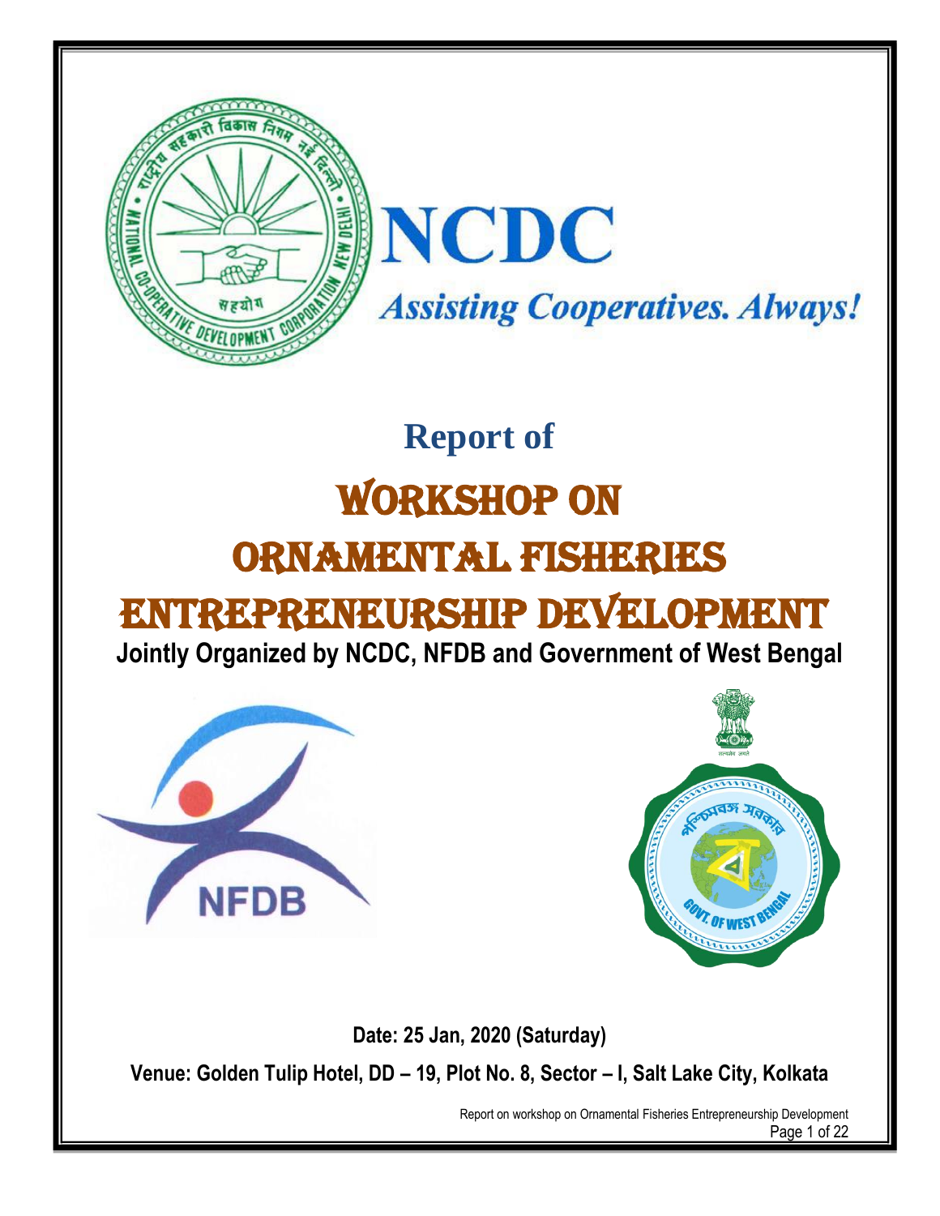# NCDC

*Assisting Cooperatives. Always!*

## Report of

# WORKSHOP ON ORNAMENTAL FISHERIES ENTREPRENEURSHIP DEVELOPMENT

**Jointly Organized by NCDC, NFDB and Government of West Bengal**

**Date: 25 Jan, 2020 (Saturday)**

**Venue: Golden Tulip Hotel, DD – 19, Plot No. 8, Sector – I, Salt Lake City, Kolkata**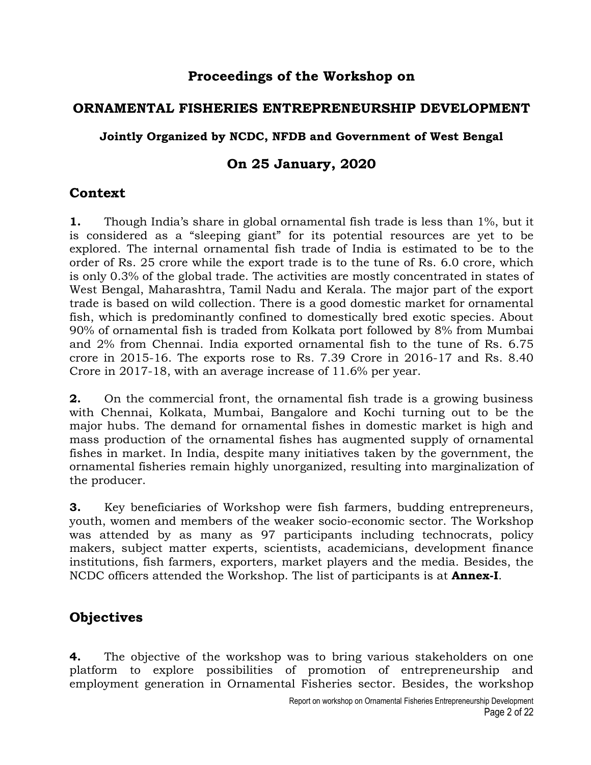# Proceedings of the Workshop on

## ORNAMENTAL FISHERIES ENTREPRENEURSHIP DEVELOPMENT

### Jointly Organized by NCDC, NFDB and Government of West Bengal

## On 25 January, 2020

## Context

**1.** Though India's share in global ornamental fish trade is less than 1%, but it is considered as a "sleeping giant" for its potential resources are yet to be explored. The internal ornamental fish trade of India is estimated to be to the order of Rs. 25 crore while the export trade is to the tune of Rs. 6.0 crore, which is only 0.3% of the global trade. The activities are mostly concentrated in states of West Bengal, Maharashtra, Tamil Nadu and Kerala. The major part of the export trade is based on wild collection. There is a good domestic market for ornamental fish, which is predominantly confined to domestically bred exotic species. About 90% of ornamental fish is traded from Kolkata port followed by 8% from Mumbai and 2% from Chennai. India exported ornamental fish to the tune of Rs. 6.75 crore in 2015-16. The exports rose to Rs. 7.39 Crore in 2016-17 and Rs. 8.40 Crore in 2017-18, with an average increase of 11.6% per year.

**2.** On the commercial front, the ornamental fish trade is a growing business with Chennai, Kolkata, Mumbai, Bangalore and Kochi turning out to be the major hubs. The demand for ornamental fishes in domestic market is high and mass production of the ornamental fishes has augmented supply of ornamental fishes in market. In India, despite many initiatives taken by the government, the ornamental fisheries remain highly unorganized, resulting into marginalization of the producer.

**3.** Key beneficiaries of Workshop were fish farmers, budding entrepreneurs, youth, women and members of the weaker socio-economic sector. The Workshop was attended by as many as 97 participants including technocrats, policy makers, subject matter experts, scientists, academicians, development finance institutions, fish farmers, exporters, market players and the media. Besides, the NCDC officers attended the Workshop. The list of participants is at **Annex-I**.

## Objectives

**4.** The objective of the workshop was to bring various stakeholders on one platform to explore possibilities of promotion of entrepreneurship and employment generation in Ornamental Fisheries sector. Besides, the workshop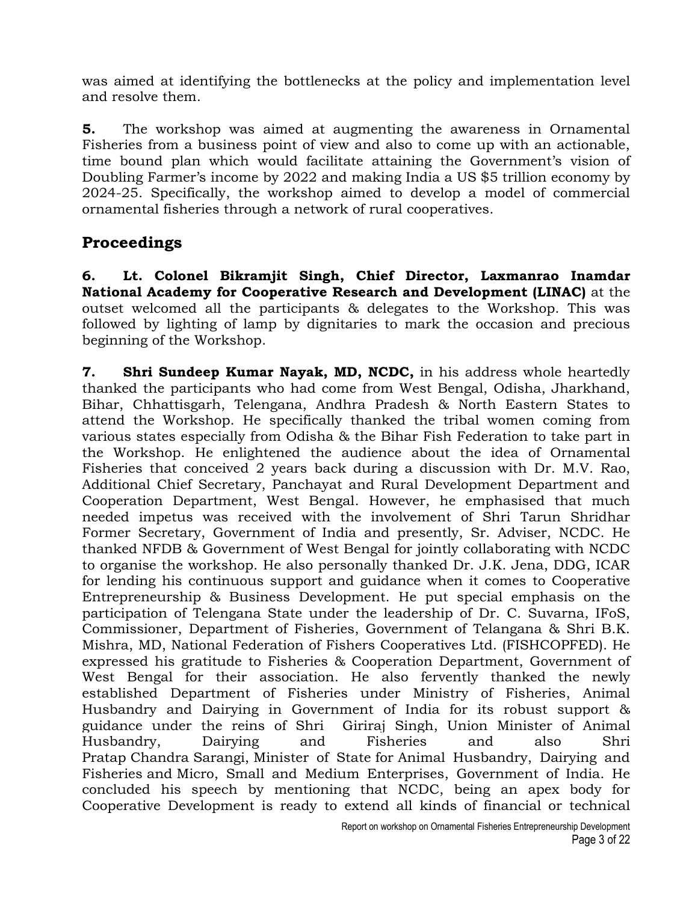was aimed at identifying the bottlenecks at the policy and implementation level and resolve them.

**5.** The workshop was aimed at augmenting the awareness in Ornamental Fisheries from a business point of view and also to come up with an actionable, time bound plan which would facilitate attaining the Government's vision of Doubling Farmer's income by 2022 and making India a US $5 trillion economy by 2024-25. Specifically, the workshop aimed to develop a model of commercial ornamental fisheries through a network of rural cooperatives.

## Proceedings

**6. Lt. Colonel Bikramjit Singh, Chief Director, Laxmanrao Inamdar National Academy for Cooperative Research and Development (LINAC)** at the outset welcomed all the participants & delegates to the Workshop. This was followed by lighting of lamp by dignitaries to mark the occasion and precious beginning of the Workshop.

**7. Shri Sundeep Kumar Nayak, MD, NCDC,** in his address whole heartedly thanked the participants who had come from West Bengal, Odisha, Jharkhand, Bihar, Chhattisgarh, Telengana, Andhra Pradesh & North Eastern States to attend the Workshop. He specifically thanked the tribal women coming from various states especially from Odisha & the Bihar Fish Federation to take part in the Workshop. He enlightened the audience about the idea of Ornamental Fisheries that conceived 2 years back during a discussion with Dr. M.V. Rao, Additional Chief Secretary, Panchayat and Rural Development Department and Cooperation Department, West Bengal. However, he emphasised that much needed impetus was received with the involvement of Shri Tarun Shridhar Former Secretary, Government of India and presently, Sr. Adviser, NCDC. He thanked NFDB & Government of West Bengal for jointly collaborating with NCDC to organise the workshop. He also personally thanked Dr. J.K. Jena, DDG, ICAR for lending his continuous support and guidance when it comes to Cooperative Entrepreneurship & Business Development. He put special emphasis on the participation of Telengana State under the leadership of Dr. C. Suvarna, IFoS, Commissioner, Department of Fisheries, Government of Telangana & Shri B.K. Mishra, MD, National Federation of Fishers Cooperatives Ltd. (FISHCOPFED). He expressed his gratitude to Fisheries & Cooperation Department, Government of West Bengal for their association. He also fervently thanked the newly established Department of Fisheries under Ministry of Fisheries, Animal Husbandry and Dairying in Government of India for its robust support & guidance under the reins of Shri Giriraj Singh, Union Minister of Animal Husbandry, Dairying and Fisheries and also Shri Pratap Chandra Sarangi, Minister of State for Animal Husbandry, Dairying and Fisheries and Micro, Small and Medium Enterprises, Government of India. He concluded his speech by mentioning that NCDC, being an apex body for Cooperative Development is ready to extend all kinds of financial or technical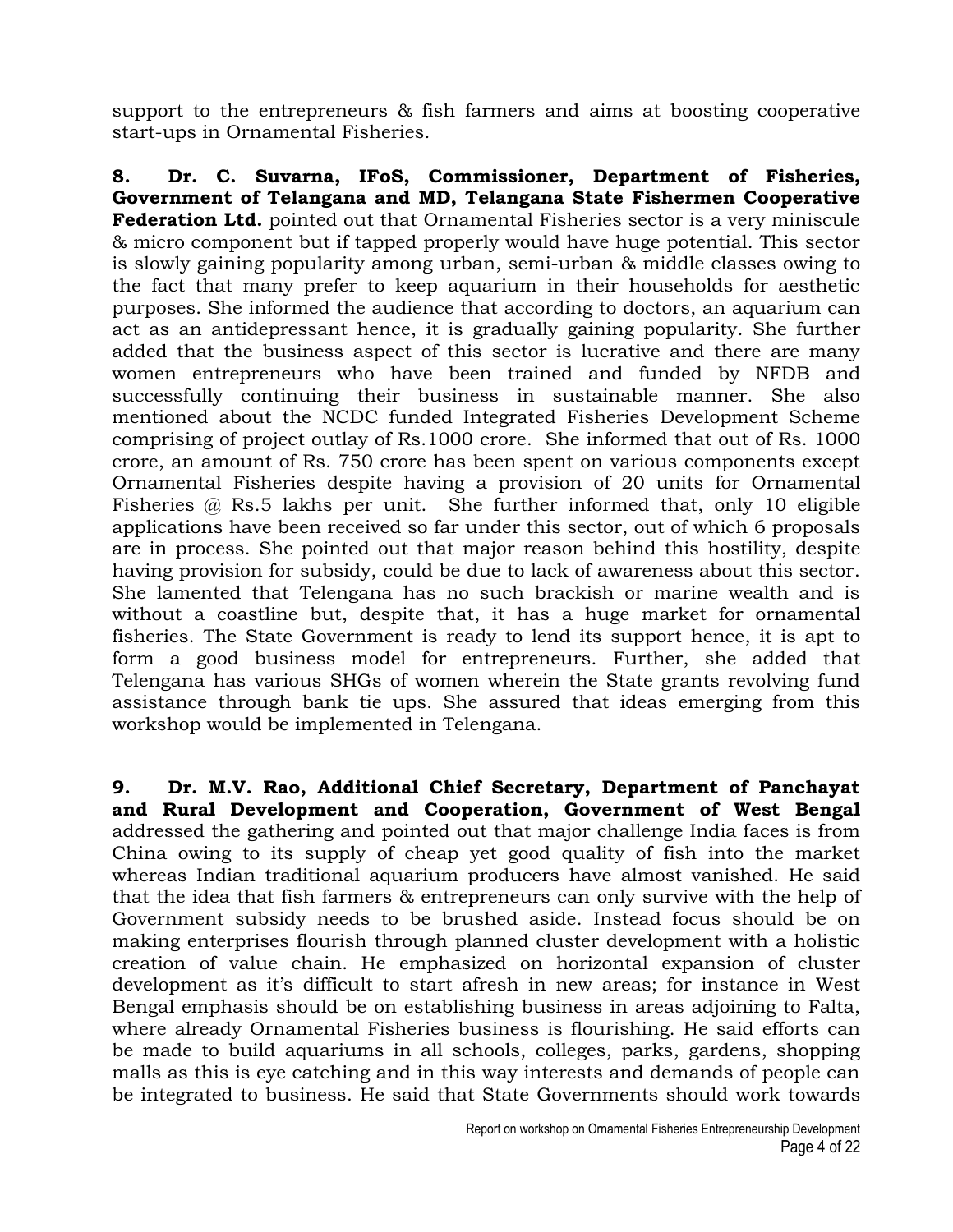support to the entrepreneurs & fish farmers and aims at boosting cooperative start-ups in Ornamental Fisheries.

**8. Dr. C. Suvarna, IFoS, Commissioner, Department of Fisheries, Government of Telangana and MD, Telangana State Fishermen Cooperative Federation Ltd.** pointed out that Ornamental Fisheries sector is a very miniscule & micro component but if tapped properly would have huge potential. This sector is slowly gaining popularity among urban, semi-urban & middle classes owing to the fact that many prefer to keep aquarium in their households for aesthetic purposes. She informed the audience that according to doctors, an aquarium can act as an antidepressant hence, it is gradually gaining popularity. She further added that the business aspect of this sector is lucrative and there are many women entrepreneurs who have been trained and funded by NFDB and successfully continuing their business in sustainable manner. She also mentioned about the NCDC funded Integrated Fisheries Development Scheme comprising of project outlay of Rs.1000 crore. She informed that out of Rs. 1000 crore, an amount of Rs. 750 crore has been spent on various components except Ornamental Fisheries despite having a provision of 20 units for Ornamental Fisheries @ Rs.5 lakhs per unit. She further informed that, only 10 eligible applications have been received so far under this sector, out of which 6 proposals are in process. She pointed out that major reason behind this hostility, despite having provision for subsidy, could be due to lack of awareness about this sector. She lamented that Telengana has no such brackish or marine wealth and is without a coastline but, despite that, it has a huge market for ornamental fisheries. The State Government is ready to lend its support hence, it is apt to form a good business model for entrepreneurs. Further, she added that Telengana has various SHGs of women wherein the State grants revolving fund assistance through bank tie ups. She assured that ideas emerging from this workshop would be implemented in Telengana.

**9. Dr. M.V. Rao, Additional Chief Secretary, Department of Panchayat and Rural Development and Cooperation, Government of West Bengal** addressed the gathering and pointed out that major challenge India faces is from China owing to its supply of cheap yet good quality of fish into the market whereas Indian traditional aquarium producers have almost vanished. He said that the idea that fish farmers & entrepreneurs can only survive with the help of Government subsidy needs to be brushed aside. Instead focus should be on making enterprises flourish through planned cluster development with a holistic creation of value chain. He emphasized on horizontal expansion of cluster development as it's difficult to start afresh in new areas; for instance in West Bengal emphasis should be on establishing business in areas adjoining to Falta, where already Ornamental Fisheries business is flourishing. He said efforts can be made to build aquariums in all schools, colleges, parks, gardens, shopping malls as this is eye catching and in this way interests and demands of people can be integrated to business. He said that State Governments should work towards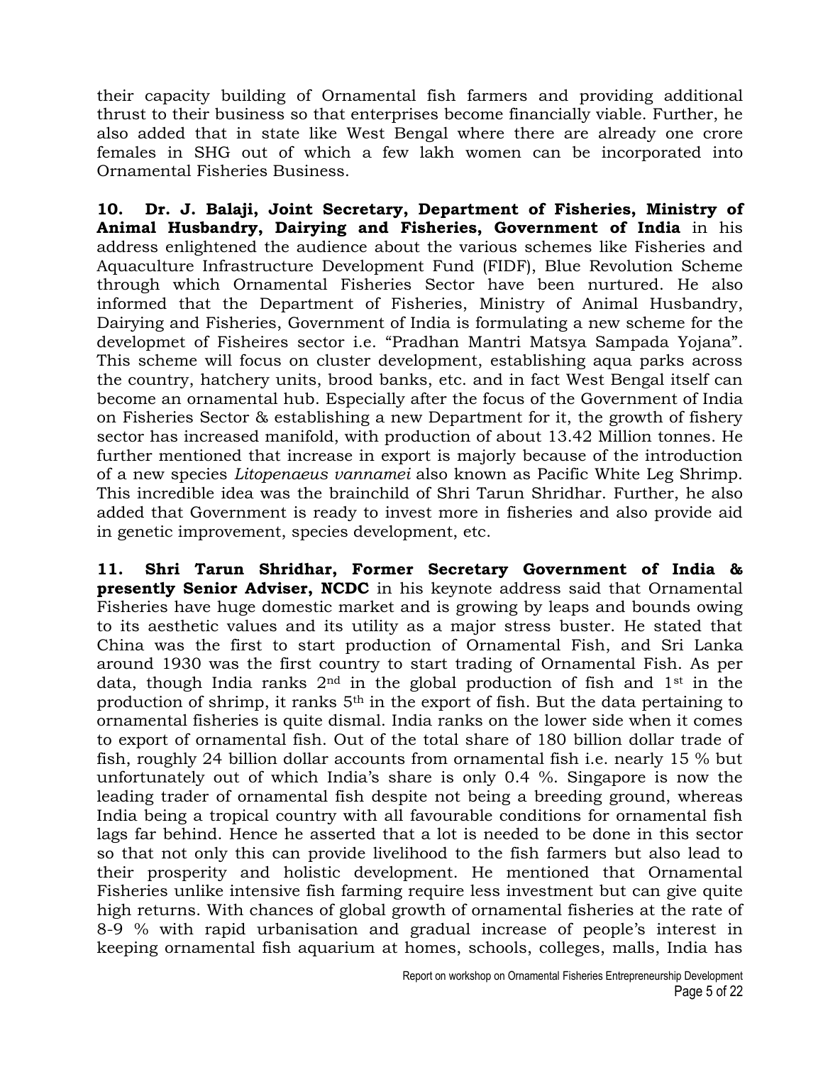their capacity building of Ornamental fish farmers and providing additional thrust to their business so that enterprises become financially viable. Further, he also added that in state like West Bengal where there are already one crore females in SHG out of which a few lakh women can be incorporated into Ornamental Fisheries Business.

**10. Dr. J. Balaji, Joint Secretary, Department of Fisheries, Ministry of Animal Husbandry, Dairying and Fisheries, Government of India** in his address enlightened the audience about the various schemes like Fisheries and Aquaculture Infrastructure Development Fund (FIDF), Blue Revolution Scheme through which Ornamental Fisheries Sector have been nurtured. He also informed that the Department of Fisheries, Ministry of Animal Husbandry, Dairying and Fisheries, Government of India is formulating a new scheme for the developmet of Fisheires sector i.e. "Pradhan Mantri Matsya Sampada Yojana". This scheme will focus on cluster development, establishing aqua parks across the country, hatchery units, brood banks, etc. and in fact West Bengal itself can become an ornamental hub. Especially after the focus of the Government of India on Fisheries Sector & establishing a new Department for it, the growth of fishery sector has increased manifold, with production of about 13.42 Million tonnes. He further mentioned that increase in export is majorly because of the introduction of a new species *Litopenaeus vannamei* also known as Pacific White Leg Shrimp. This incredible idea was the brainchild of Shri Tarun Shridhar. Further, he also added that Government is ready to invest more in fisheries and also provide aid in genetic improvement, species development, etc.

**11. Shri Tarun Shridhar, Former Secretary Government of India & presently Senior Adviser, NCDC** in his keynote address said that Ornamental Fisheries have huge domestic market and is growing by leaps and bounds owing to its aesthetic values and its utility as a major stress buster. He stated that China was the first to start production of Ornamental Fish, and Sri Lanka around 1930 was the first country to start trading of Ornamental Fish. As per data, though India ranks 2nd in the global production of fish and 1st in the production of shrimp, it ranks 5th in the export of fish. But the data pertaining to ornamental fisheries is quite dismal. India ranks on the lower side when it comes to export of ornamental fish. Out of the total share of 180 billion dollar trade of fish, roughly 24 billion dollar accounts from ornamental fish i.e. nearly 15 % but unfortunately out of which India's share is only 0.4 %. Singapore is now the leading trader of ornamental fish despite not being a breeding ground, whereas India being a tropical country with all favourable conditions for ornamental fish lags far behind. Hence he asserted that a lot is needed to be done in this sector so that not only this can provide livelihood to the fish farmers but also lead to their prosperity and holistic development. He mentioned that Ornamental Fisheries unlike intensive fish farming require less investment but can give quite high returns. With chances of global growth of ornamental fisheries at the rate of 8-9 % with rapid urbanisation and gradual increase of people's interest in keeping ornamental fish aquarium at homes, schools, colleges, malls, India has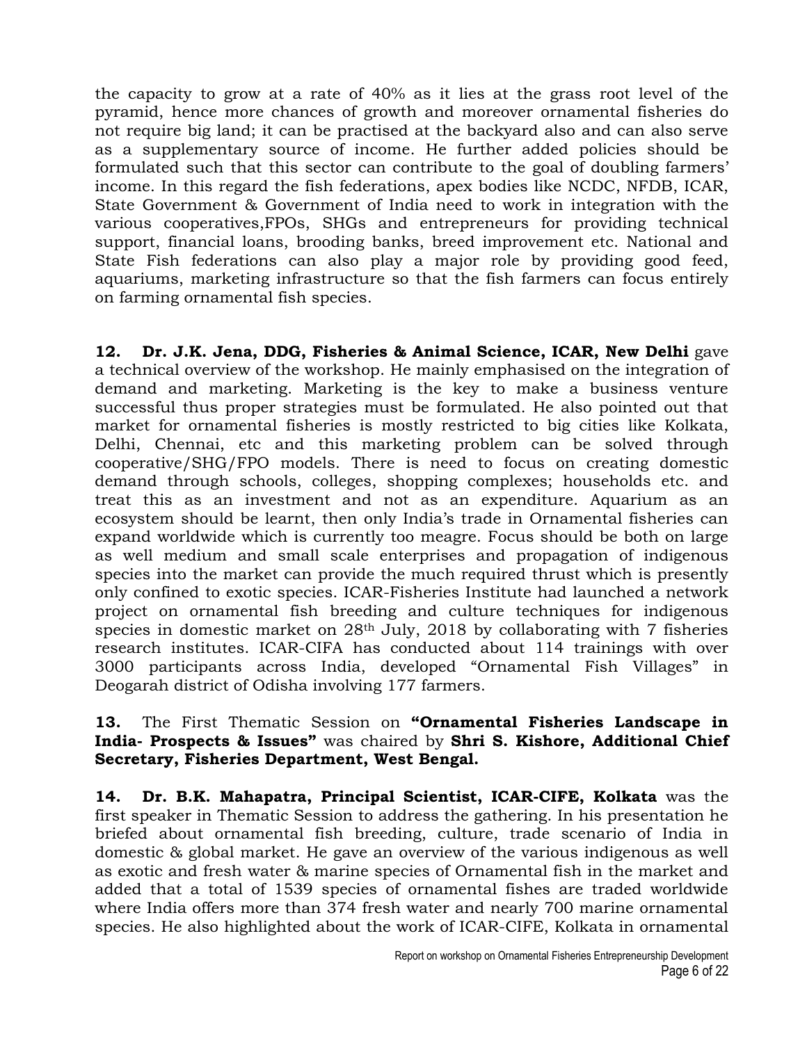the capacity to grow at a rate of 40% as it lies at the grass root level of the pyramid, hence more chances of growth and moreover ornamental fisheries do not require big land; it can be practised at the backyard also and can also serve as a supplementary source of income. He further added policies should be formulated such that this sector can contribute to the goal of doubling farmers' income. In this regard the fish federations, apex bodies like NCDC, NFDB, ICAR, State Government & Government of India need to work in integration with the various cooperatives,FPOs, SHGs and entrepreneurs for providing technical support, financial loans, brooding banks, breed improvement etc. National and State Fish federations can also play a major role by providing good feed, aquariums, marketing infrastructure so that the fish farmers can focus entirely on farming ornamental fish species.

**12. Dr. J.K. Jena, DDG, Fisheries & Animal Science, ICAR, New Delhi** gave a technical overview of the workshop. He mainly emphasised on the integration of demand and marketing. Marketing is the key to make a business venture successful thus proper strategies must be formulated. He also pointed out that market for ornamental fisheries is mostly restricted to big cities like Kolkata, Delhi, Chennai, etc and this marketing problem can be solved through cooperative/SHG/FPO models. There is need to focus on creating domestic demand through schools, colleges, shopping complexes; households etc. and treat this as an investment and not as an expenditure. Aquarium as an ecosystem should be learnt, then only India's trade in Ornamental fisheries can expand worldwide which is currently too meagre. Focus should be both on large as well medium and small scale enterprises and propagation of indigenous species into the market can provide the much required thrust which is presently only confined to exotic species. ICAR-Fisheries Institute had launched a network project on ornamental fish breeding and culture techniques for indigenous species in domestic market on 28th July, 2018 by collaborating with 7 fisheries research institutes. ICAR-CIFA has conducted about 114 trainings with over 3000 participants across India, developed "Ornamental Fish Villages" in Deogarah district of Odisha involving 177 farmers.

**13.** The First Thematic Session on **"Ornamental Fisheries Landscape in India- Prospects & Issues"** was chaired by **Shri S. Kishore, Additional Chief Secretary, Fisheries Department, West Bengal.**

**14. Dr. B.K. Mahapatra, Principal Scientist, ICAR-CIFE, Kolkata** was the first speaker in Thematic Session to address the gathering. In his presentation he briefed about ornamental fish breeding, culture, trade scenario of India in domestic & global market. He gave an overview of the various indigenous as well as exotic and fresh water & marine species of Ornamental fish in the market and added that a total of 1539 species of ornamental fishes are traded worldwide where India offers more than 374 fresh water and nearly 700 marine ornamental species. He also highlighted about the work of ICAR-CIFE, Kolkata in ornamental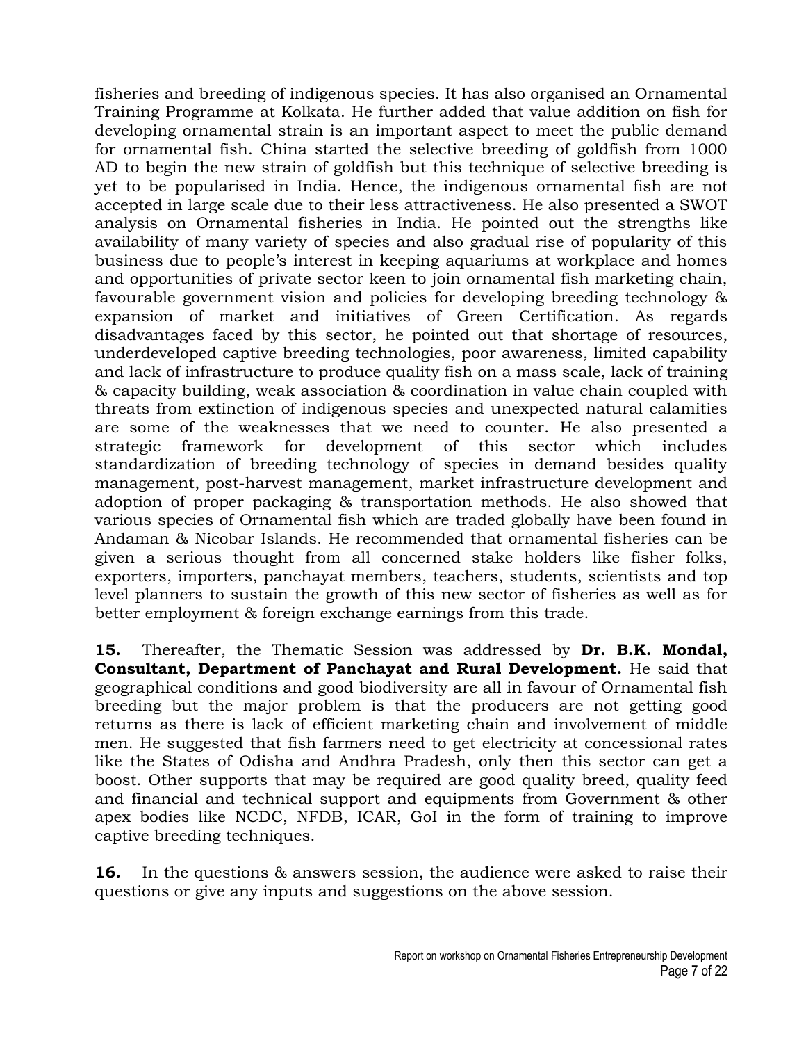fisheries and breeding of indigenous species. It has also organised an Ornamental Training Programme at Kolkata. He further added that value addition on fish for developing ornamental strain is an important aspect to meet the public demand for ornamental fish. China started the selective breeding of goldfish from 1000 AD to begin the new strain of goldfish but this technique of selective breeding is yet to be popularised in India. Hence, the indigenous ornamental fish are not accepted in large scale due to their less attractiveness. He also presented a SWOT analysis on Ornamental fisheries in India. He pointed out the strengths like availability of many variety of species and also gradual rise of popularity of this business due to people's interest in keeping aquariums at workplace and homes and opportunities of private sector keen to join ornamental fish marketing chain, favourable government vision and policies for developing breeding technology & expansion of market and initiatives of Green Certification. As regards disadvantages faced by this sector, he pointed out that shortage of resources, underdeveloped captive breeding technologies, poor awareness, limited capability and lack of infrastructure to produce quality fish on a mass scale, lack of training & capacity building, weak association & coordination in value chain coupled with threats from extinction of indigenous species and unexpected natural calamities are some of the weaknesses that we need to counter. He also presented a strategic framework for development of this sector which includes standardization of breeding technology of species in demand besides quality management, post-harvest management, market infrastructure development and adoption of proper packaging & transportation methods. He also showed that various species of Ornamental fish which are traded globally have been found in Andaman & Nicobar Islands. He recommended that ornamental fisheries can be given a serious thought from all concerned stake holders like fisher folks, exporters, importers, panchayat members, teachers, students, scientists and top level planners to sustain the growth of this new sector of fisheries as well as for better employment & foreign exchange earnings from this trade.

**15.** Thereafter, the Thematic Session was addressed by **Dr. B.K. Mondal, Consultant, Department of Panchayat and Rural Development.** He said that geographical conditions and good biodiversity are all in favour of Ornamental fish breeding but the major problem is that the producers are not getting good returns as there is lack of efficient marketing chain and involvement of middle men. He suggested that fish farmers need to get electricity at concessional rates like the States of Odisha and Andhra Pradesh, only then this sector can get a boost. Other supports that may be required are good quality breed, quality feed and financial and technical support and equipments from Government & other apex bodies like NCDC, NFDB, ICAR, GoI in the form of training to improve captive breeding techniques.

**16.** In the questions & answers session, the audience were asked to raise their questions or give any inputs and suggestions on the above session.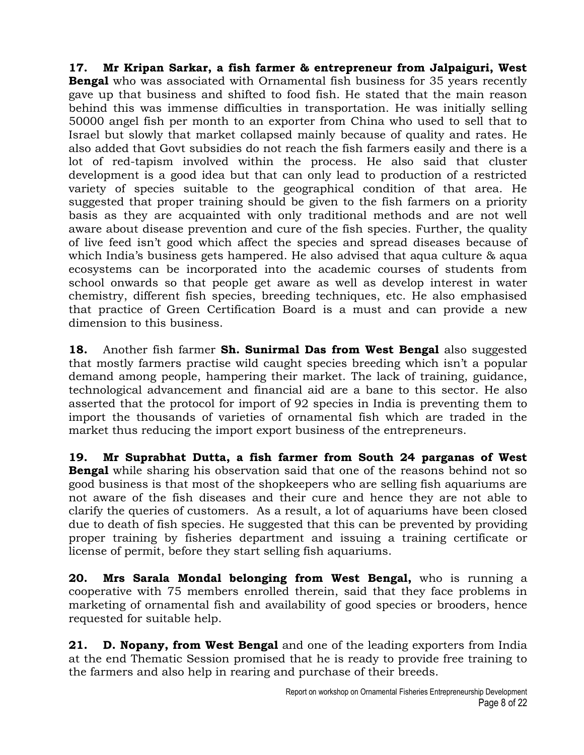**17. Mr Kripan Sarkar, a fish farmer & entrepreneur from Jalpaiguri, West Bengal** who was associated with Ornamental fish business for 35 years recently gave up that business and shifted to food fish. He stated that the main reason behind this was immense difficulties in transportation. He was initially selling 50000 angel fish per month to an exporter from China who used to sell that to Israel but slowly that market collapsed mainly because of quality and rates. He also added that Govt subsidies do not reach the fish farmers easily and there is a lot of red-tapism involved within the process. He also said that cluster development is a good idea but that can only lead to production of a restricted variety of species suitable to the geographical condition of that area. He suggested that proper training should be given to the fish farmers on a priority basis as they are acquainted with only traditional methods and are not well aware about disease prevention and cure of the fish species. Further, the quality of live feed isn't good which affect the species and spread diseases because of which India's business gets hampered. He also advised that aqua culture & aqua ecosystems can be incorporated into the academic courses of students from school onwards so that people get aware as well as develop interest in water chemistry, different fish species, breeding techniques, etc. He also emphasised that practice of Green Certification Board is a must and can provide a new dimension to this business.

**18.** Another fish farmer **Sh. Sunirmal Das from West Bengal** also suggested that mostly farmers practise wild caught species breeding which isn't a popular demand among people, hampering their market. The lack of training, guidance, technological advancement and financial aid are a bane to this sector. He also asserted that the protocol for import of 92 species in India is preventing them to import the thousands of varieties of ornamental fish which are traded in the market thus reducing the import export business of the entrepreneurs.

**19. Mr Suprabhat Dutta, a fish farmer from South 24 parganas of West Bengal** while sharing his observation said that one of the reasons behind not so good business is that most of the shopkeepers who are selling fish aquariums are not aware of the fish diseases and their cure and hence they are not able to clarify the queries of customers. As a result, a lot of aquariums have been closed due to death of fish species. He suggested that this can be prevented by providing proper training by fisheries department and issuing a training certificate or license of permit, before they start selling fish aquariums.

**20. Mrs Sarala Mondal belonging from West Bengal,** who is running a cooperative with 75 members enrolled therein, said that they face problems in marketing of ornamental fish and availability of good species or brooders, hence requested for suitable help.

**21. D. Nopany, from West Bengal** and one of the leading exporters from India at the end Thematic Session promised that he is ready to provide free training to the farmers and also help in rearing and purchase of their breeds.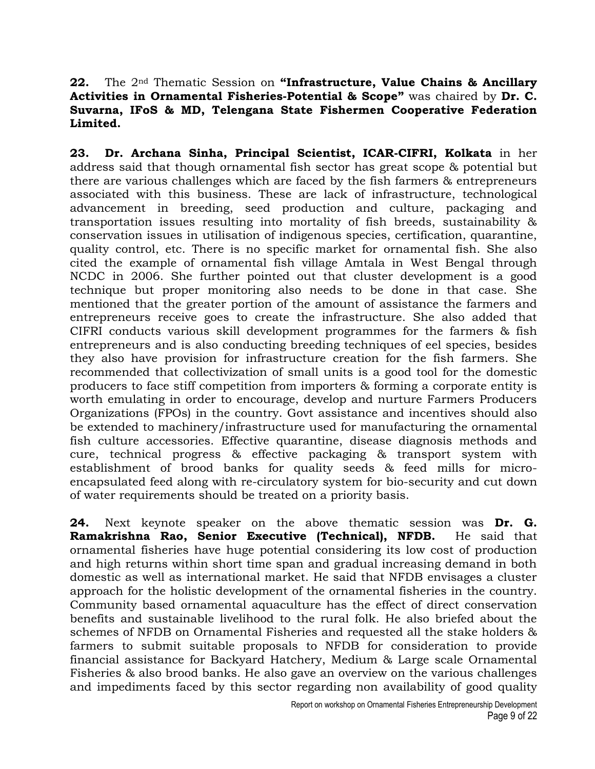**22.** The 2nd Thematic Session on **"Infrastructure, Value Chains & Ancillary Activities in Ornamental Fisheries-Potential & Scope"** was chaired by **Dr. C. Suvarna, IFoS & MD, Telengana State Fishermen Cooperative Federation Limited.**

**23. Dr. Archana Sinha, Principal Scientist, ICAR-CIFRI, Kolkata** in her address said that though ornamental fish sector has great scope & potential but there are various challenges which are faced by the fish farmers & entrepreneurs associated with this business. These are lack of infrastructure, technological advancement in breeding, seed production and culture, packaging and transportation issues resulting into mortality of fish breeds, sustainability & conservation issues in utilisation of indigenous species, certification, quarantine, quality control, etc. There is no specific market for ornamental fish. She also cited the example of ornamental fish village Amtala in West Bengal through NCDC in 2006. She further pointed out that cluster development is a good technique but proper monitoring also needs to be done in that case. She mentioned that the greater portion of the amount of assistance the farmers and entrepreneurs receive goes to create the infrastructure. She also added that CIFRI conducts various skill development programmes for the farmers & fish entrepreneurs and is also conducting breeding techniques of eel species, besides they also have provision for infrastructure creation for the fish farmers. She recommended that collectivization of small units is a good tool for the domestic producers to face stiff competition from importers & forming a corporate entity is worth emulating in order to encourage, develop and nurture Farmers Producers Organizations (FPOs) in the country. Govt assistance and incentives should also be extended to machinery/infrastructure used for manufacturing the ornamental fish culture accessories. Effective quarantine, disease diagnosis methods and cure, technical progress & effective packaging & transport system with establishment of brood banks for quality seeds & feed mills for micro-encapsulated feed along with re-circulatory system for bio-security and cut down of water requirements should be treated on a priority basis.

**24.** Next keynote speaker on the above thematic session was **Dr. G. Ramakrishna Rao, Senior Executive (Technical), NFDB.** He said that ornamental fisheries have huge potential considering its low cost of production and high returns within short time span and gradual increasing demand in both domestic as well as international market. He said that NFDB envisages a cluster approach for the holistic development of the ornamental fisheries in the country. Community based ornamental aquaculture has the effect of direct conservation benefits and sustainable livelihood to the rural folk. He also briefed about the schemes of NFDB on Ornamental Fisheries and requested all the stake holders & farmers to submit suitable proposals to NFDB for consideration to provide financial assistance for Backyard Hatchery, Medium & Large scale Ornamental Fisheries & also brood banks. He also gave an overview on the various challenges and impediments faced by this sector regarding non availability of good quality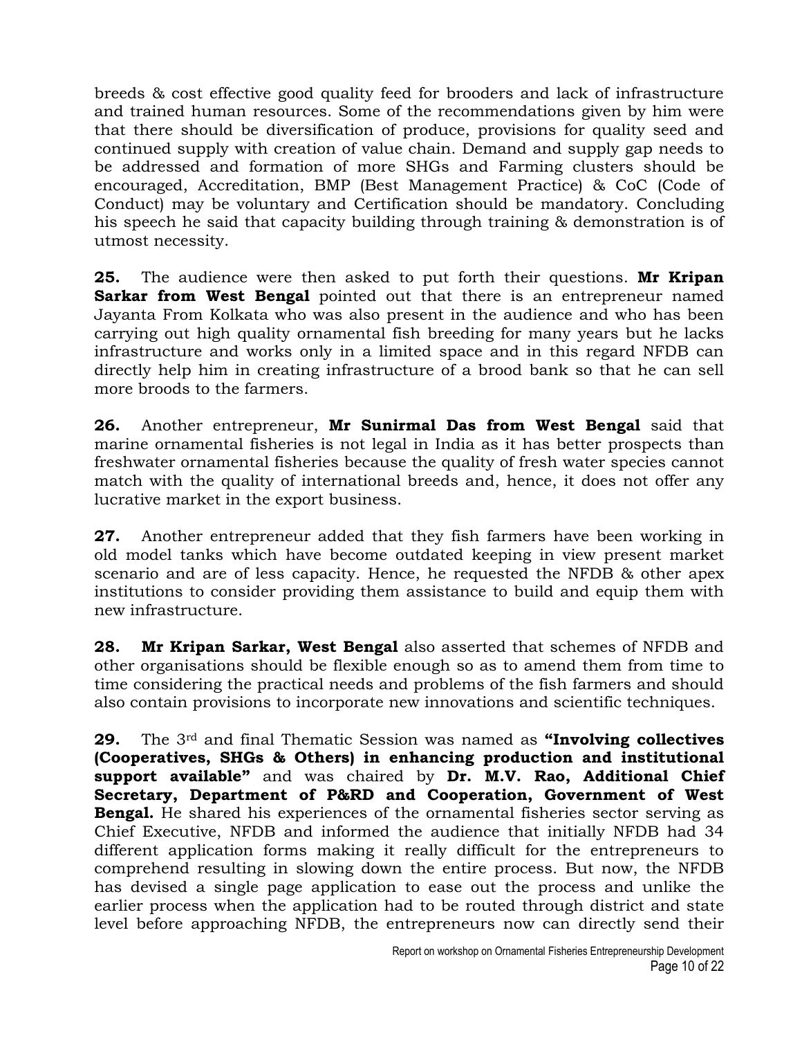breeds & cost effective good quality feed for brooders and lack of infrastructure and trained human resources. Some of the recommendations given by him were that there should be diversification of produce, provisions for quality seed and continued supply with creation of value chain. Demand and supply gap needs to be addressed and formation of more SHGs and Farming clusters should be encouraged, Accreditation, BMP (Best Management Practice) & CoC (Code of Conduct) may be voluntary and Certification should be mandatory. Concluding his speech he said that capacity building through training & demonstration is of utmost necessity.

**25.** The audience were then asked to put forth their questions. **Mr Kripan Sarkar from West Bengal** pointed out that there is an entrepreneur named Jayanta From Kolkata who was also present in the audience and who has been carrying out high quality ornamental fish breeding for many years but he lacks infrastructure and works only in a limited space and in this regard NFDB can directly help him in creating infrastructure of a brood bank so that he can sell more broods to the farmers.

**26.** Another entrepreneur, **Mr Sunirmal Das from West Bengal** said that marine ornamental fisheries is not legal in India as it has better prospects than freshwater ornamental fisheries because the quality of fresh water species cannot match with the quality of international breeds and, hence, it does not offer any lucrative market in the export business.

**27.** Another entrepreneur added that they fish farmers have been working in old model tanks which have become outdated keeping in view present market scenario and are of less capacity. Hence, he requested the NFDB & other apex institutions to consider providing them assistance to build and equip them with new infrastructure.

**28. Mr Kripan Sarkar, West Bengal** also asserted that schemes of NFDB and other organisations should be flexible enough so as to amend them from time to time considering the practical needs and problems of the fish farmers and should also contain provisions to incorporate new innovations and scientific techniques.

**29.** The 3rd and final Thematic Session was named as **"Involving collectives (Cooperatives, SHGs & Others) in enhancing production and institutional support available"** and was chaired by **Dr. M.V. Rao, Additional Chief Secretary, Department of P&RD and Cooperation, Government of West Bengal.** He shared his experiences of the ornamental fisheries sector serving as Chief Executive, NFDB and informed the audience that initially NFDB had 34 different application forms making it really difficult for the entrepreneurs to comprehend resulting in slowing down the entire process. But now, the NFDB has devised a single page application to ease out the process and unlike the earlier process when the application had to be routed through district and state level before approaching NFDB, the entrepreneurs now can directly send their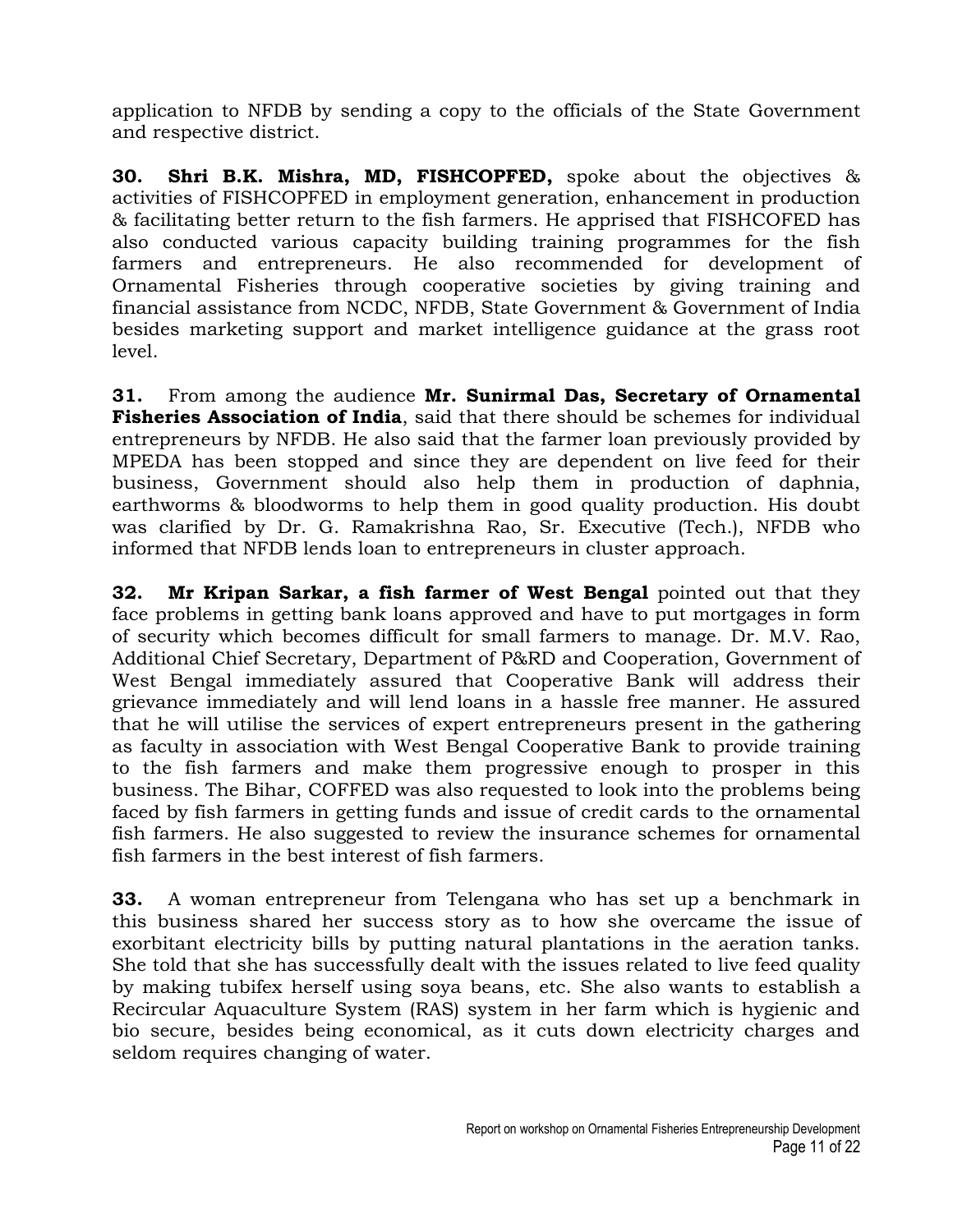application to NFDB by sending a copy to the officials of the State Government and respective district.

**30. Shri B.K. Mishra, MD, FISHCOPFED,** spoke about the objectives & activities of FISHCOPFED in employment generation, enhancement in production & facilitating better return to the fish farmers. He apprised that FISHCOFED has also conducted various capacity building training programmes for the fish farmers and entrepreneurs. He also recommended for development of Ornamental Fisheries through cooperative societies by giving training and financial assistance from NCDC, NFDB, State Government & Government of India besides marketing support and market intelligence guidance at the grass root level.

**31.** From among the audience **Mr. Sunirmal Das, Secretary of Ornamental Fisheries Association of India**, said that there should be schemes for individual entrepreneurs by NFDB. He also said that the farmer loan previously provided by MPEDA has been stopped and since they are dependent on live feed for their business, Government should also help them in production of daphnia, earthworms & bloodworms to help them in good quality production. His doubt was clarified by Dr. G. Ramakrishna Rao, Sr. Executive (Tech.), NFDB who informed that NFDB lends loan to entrepreneurs in cluster approach.

**32. Mr Kripan Sarkar, a fish farmer of West Bengal** pointed out that they face problems in getting bank loans approved and have to put mortgages in form of security which becomes difficult for small farmers to manage. Dr. M.V. Rao, Additional Chief Secretary, Department of P&RD and Cooperation, Government of West Bengal immediately assured that Cooperative Bank will address their grievance immediately and will lend loans in a hassle free manner. He assured that he will utilise the services of expert entrepreneurs present in the gathering as faculty in association with West Bengal Cooperative Bank to provide training to the fish farmers and make them progressive enough to prosper in this business. The Bihar, COFFED was also requested to look into the problems being faced by fish farmers in getting funds and issue of credit cards to the ornamental fish farmers. He also suggested to review the insurance schemes for ornamental fish farmers in the best interest of fish farmers.

**33.** A woman entrepreneur from Telengana who has set up a benchmark in this business shared her success story as to how she overcame the issue of exorbitant electricity bills by putting natural plantations in the aeration tanks. She told that she has successfully dealt with the issues related to live feed quality by making tubifex herself using soya beans, etc. She also wants to establish a Recircular Aquaculture System (RAS) system in her farm which is hygienic and bio secure, besides being economical, as it cuts down electricity charges and seldom requires changing of water.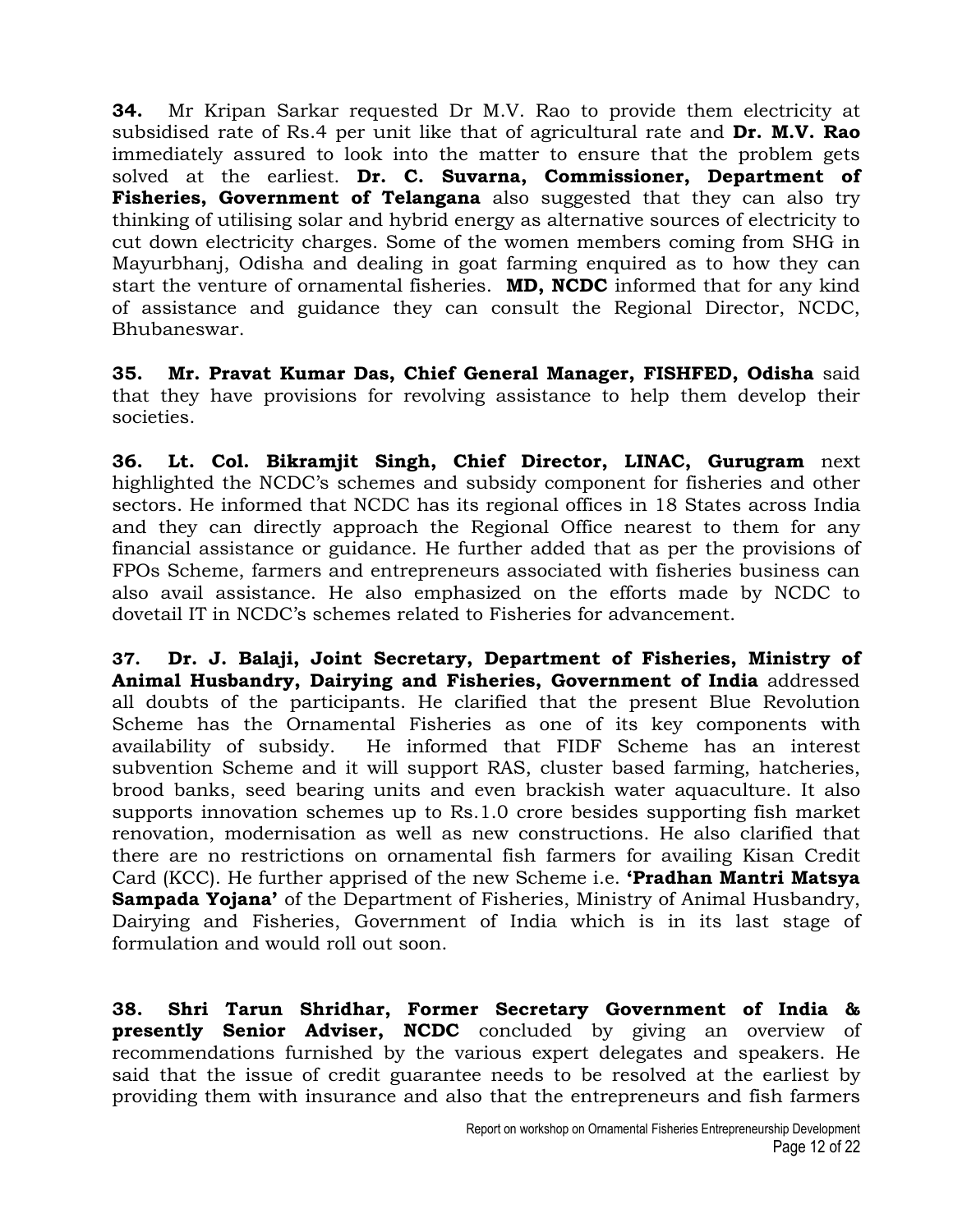**34.** Mr Kripan Sarkar requested Dr M.V. Rao to provide them electricity at subsidised rate of Rs.4 per unit like that of agricultural rate and **Dr. M.V. Rao** immediately assured to look into the matter to ensure that the problem gets solved at the earliest. **Dr. C. Suvarna, Commissioner, Department of Fisheries, Government of Telangana** also suggested that they can also try thinking of utilising solar and hybrid energy as alternative sources of electricity to cut down electricity charges. Some of the women members coming from SHG in Mayurbhanj, Odisha and dealing in goat farming enquired as to how they can start the venture of ornamental fisheries. **MD, NCDC** informed that for any kind of assistance and guidance they can consult the Regional Director, NCDC, Bhubaneswar.

**35. Mr. Pravat Kumar Das, Chief General Manager, FISHFED, Odisha** said that they have provisions for revolving assistance to help them develop their societies.

**36. Lt. Col. Bikramjit Singh, Chief Director, LINAC, Gurugram** next highlighted the NCDC's schemes and subsidy component for fisheries and other sectors. He informed that NCDC has its regional offices in 18 States across India and they can directly approach the Regional Office nearest to them for any financial assistance or guidance. He further added that as per the provisions of FPOs Scheme, farmers and entrepreneurs associated with fisheries business can also avail assistance. He also emphasized on the efforts made by NCDC to dovetail IT in NCDC's schemes related to Fisheries for advancement.

**37. Dr. J. Balaji, Joint Secretary, Department of Fisheries, Ministry of Animal Husbandry, Dairying and Fisheries, Government of India** addressed all doubts of the participants. He clarified that the present Blue Revolution Scheme has the Ornamental Fisheries as one of its key components with availability of subsidy. He informed that FIDF Scheme has an interest subvention Scheme and it will support RAS, cluster based farming, hatcheries, brood banks, seed bearing units and even brackish water aquaculture. It also supports innovation schemes up to Rs.1.0 crore besides supporting fish market renovation, modernisation as well as new constructions. He also clarified that there are no restrictions on ornamental fish farmers for availing Kisan Credit Card (KCC). He further apprised of the new Scheme i.e. **'Pradhan Mantri Matsya Sampada Yojana'** of the Department of Fisheries, Ministry of Animal Husbandry, Dairying and Fisheries, Government of India which is in its last stage of formulation and would roll out soon.

**38. Shri Tarun Shridhar, Former Secretary Government of India & presently Senior Adviser, NCDC** concluded by giving an overview of recommendations furnished by the various expert delegates and speakers. He said that the issue of credit guarantee needs to be resolved at the earliest by providing them with insurance and also that the entrepreneurs and fish farmers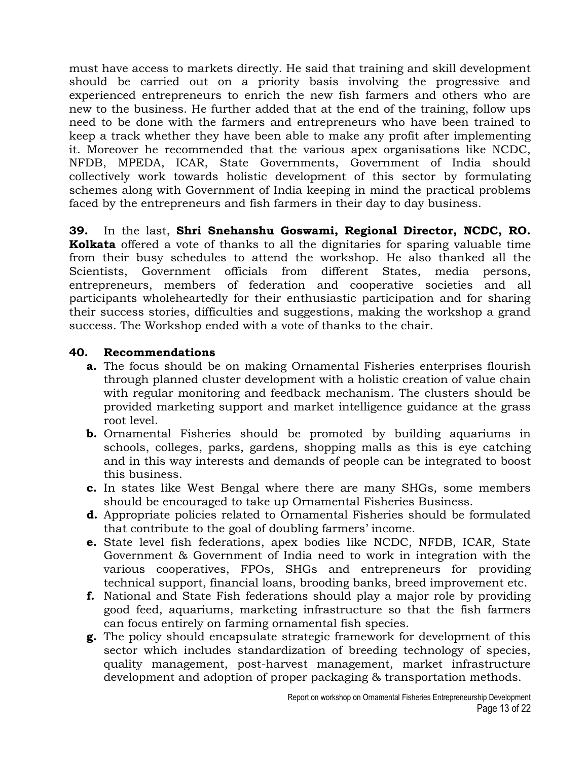must have access to markets directly. He said that training and skill development should be carried out on a priority basis involving the progressive and experienced entrepreneurs to enrich the new fish farmers and others who are new to the business. He further added that at the end of the training, follow ups need to be done with the farmers and entrepreneurs who have been trained to keep a track whether they have been able to make any profit after implementing it. Moreover he recommended that the various apex organisations like NCDC, NFDB, MPEDA, ICAR, State Governments, Government of India should collectively work towards holistic development of this sector by formulating schemes along with Government of India keeping in mind the practical problems faced by the entrepreneurs and fish farmers in their day to day business.

**39.** In the last, **Shri Snehanshu Goswami, Regional Director, NCDC, RO. Kolkata** offered a vote of thanks to all the dignitaries for sparing valuable time from their busy schedules to attend the workshop. He also thanked all the Scientists, Government officials from different States, media persons, entrepreneurs, members of federation and cooperative societies and all participants wholeheartedly for their enthusiastic participation and for sharing their success stories, difficulties and suggestions, making the workshop a grand success. The Workshop ended with a vote of thanks to the chair.

**40. Recommendations**

- **a.** The focus should be on making Ornamental Fisheries enterprises flourish through planned cluster development with a holistic creation of value chain with regular monitoring and feedback mechanism. The clusters should be provided marketing support and market intelligence guidance at the grass root level.
- **b.** Ornamental Fisheries should be promoted by building aquariums in schools, colleges, parks, gardens, shopping malls as this is eye catching and in this way interests and demands of people can be integrated to boost this business.
- **c.** In states like West Bengal where there are many SHGs, some members should be encouraged to take up Ornamental Fisheries Business.
- **d.** Appropriate policies related to Ornamental Fisheries should be formulated that contribute to the goal of doubling farmers' income.
- **e.** State level fish federations, apex bodies like NCDC, NFDB, ICAR, State Government & Government of India need to work in integration with the various cooperatives, FPOs, SHGs and entrepreneurs for providing technical support, financial loans, brooding banks, breed improvement etc.
- **f.** National and State Fish federations should play a major role by providing good feed, aquariums, marketing infrastructure so that the fish farmers can focus entirely on farming ornamental fish species.
- **g.** The policy should encapsulate strategic framework for development of this sector which includes standardization of breeding technology of species, quality management, post-harvest management, market infrastructure development and adoption of proper packaging & transportation methods.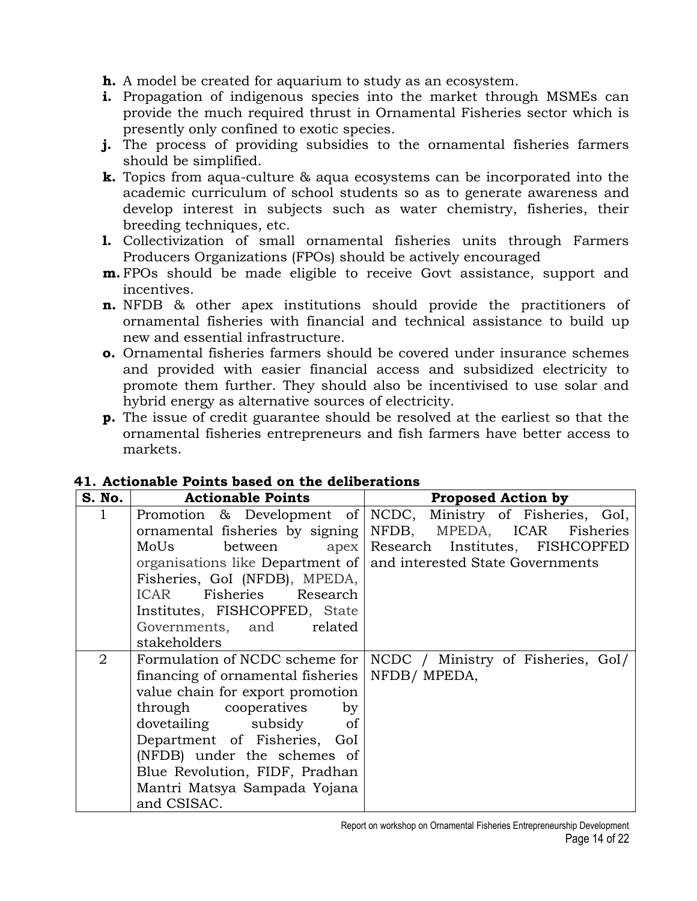**h.** A model be created for aquarium to study as an ecosystem.

**i.** Propagation of indigenous species into the market through MSMEs can provide the much required thrust in Ornamental Fisheries sector which is presently only confined to exotic species.

**j.** The process of providing subsidies to the ornamental fisheries farmers should be simplified.

**k.** Topics from aqua-culture & aqua ecosystems can be incorporated into the academic curriculum of school students so as to generate awareness and develop interest in subjects such as water chemistry, fisheries, their breeding techniques, etc.

**l.** Collectivization of small ornamental fisheries units through Farmers Producers Organizations (FPOs) should be actively encouraged

**m.** FPOs should be made eligible to receive Govt assistance, support and incentives.

**n.** NFDB & other apex institutions should provide the practitioners of ornamental fisheries with financial and technical assistance to build up new and essential infrastructure.

**o.** Ornamental fisheries farmers should be covered under insurance schemes and provided with easier financial access and subsidized electricity to promote them further. They should also be incentivised to use solar and hybrid energy as alternative sources of electricity.

**p.** The issue of credit guarantee should be resolved at the earliest so that the ornamental fisheries entrepreneurs and fish farmers have better access to markets.

## 41. Actionable Points based on the deliberations

| S. No. | Actionable Points | Proposed Action by |
|---|---|---|
| 1 | Promotion & Development of ornamental fisheries by signing MoUs between apex organisations like Department of Fisheries, GoI (NFDB), MPEDA, ICAR Fisheries Research Institutes, FISHCOPFED, State Governments, and related stakeholders | NCDC, Ministry of Fisheries, GoI, NFDB, MPEDA, ICAR Fisheries Research Institutes, FISHCOPFED and interested State Governments |
| 2 | Formulation of NCDC scheme for financing of ornamental fisheries value chain for export promotion through cooperatives by dovetailing subsidy of Department of Fisheries, GoI (NFDB) under the schemes of Blue Revolution, FIDF, Pradhan Mantri Matsya Sampada Yojana and CSISAC. | NCDC / Ministry of Fisheries, GoI/ NFDB/ MPEDA, |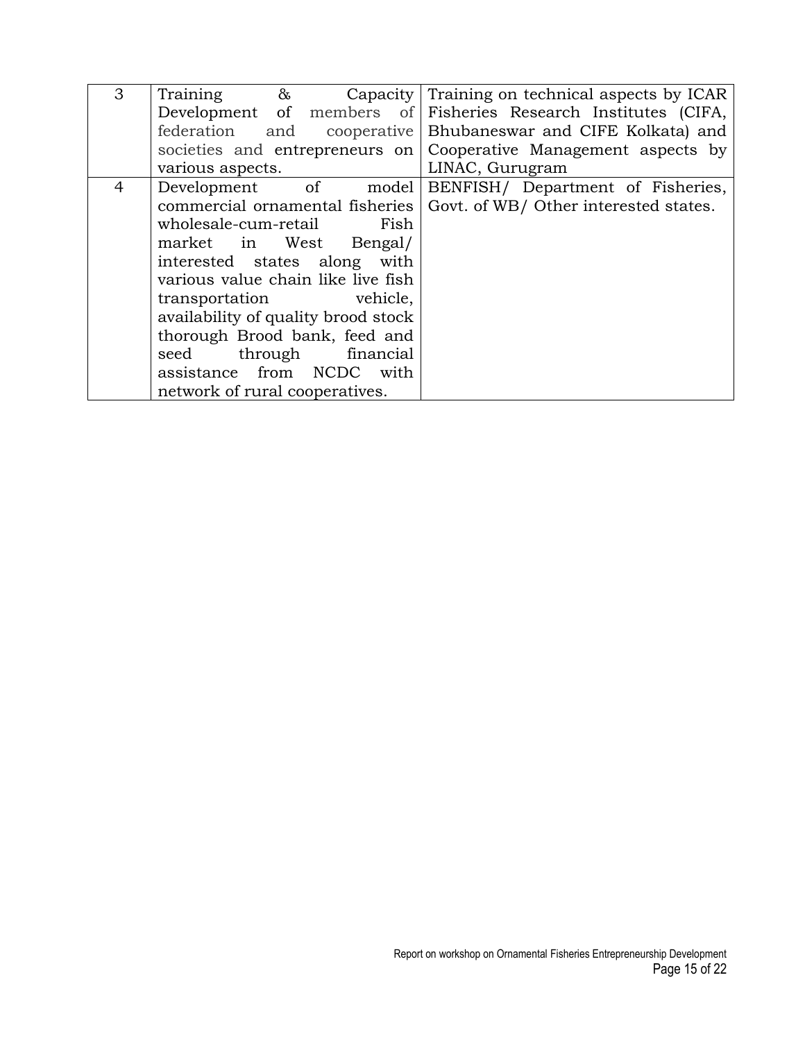| 3 | Training & Capacity Development of members of federation and cooperative societies and entrepreneurs on various aspects. | Training on technical aspects by ICAR Fisheries Research Institutes (CIFA, Bhubaneswar and CIFE Kolkata) and Cooperative Management aspects by LINAC, Gurugram |
|---|---|---|
| 4 | Development of model commercial ornamental fisheries wholesale-cum-retail Fish market in West Bengal/ interested states along with various value chain like live fish transportation vehicle, availability of quality brood stock thorough Brood bank, feed and seed through financial assistance from NCDC with network of rural cooperatives. | BENFISH/ Department of Fisheries, Govt. of WB/ Other interested states. |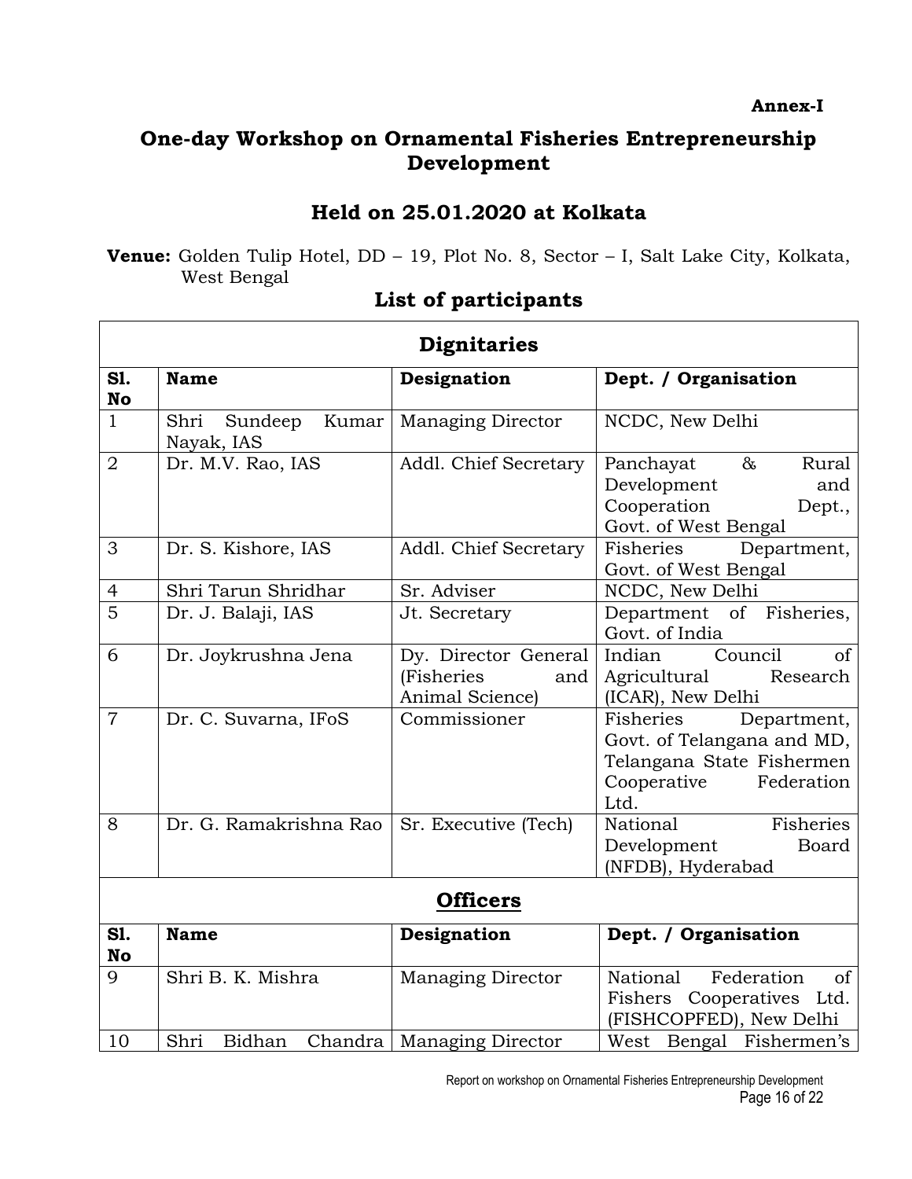**Annex-I**

# One-day Workshop on Ornamental Fisheries Entrepreneurship Development

## Held on 25.01.2020 at Kolkata

**Venue:** Golden Tulip Hotel, DD – 19, Plot No. 8, Sector – I, Salt Lake City, Kolkata, West Bengal

## List of participants

| **Dignitaries** | | | |
|---|---|---|---|
| **Sl. No** | **Name** | **Designation** | **Dept. / Organisation** |
| 1 | Shri Sundeep Kumar Nayak, IAS | Managing Director | NCDC, New Delhi |
| 2 | Dr. M.V. Rao, IAS | Addl. Chief Secretary | Panchayat & Rural Development and Cooperation Dept., Govt. of West Bengal |
| 3 | Dr. S. Kishore, IAS | Addl. Chief Secretary | Fisheries Department, Govt. of West Bengal |
| 4 | Shri Tarun Shridhar | Sr. Adviser | NCDC, New Delhi |
| 5 | Dr. J. Balaji, IAS | Jt. Secretary | Department of Fisheries, Govt. of India |
| 6 | Dr. Joykrushna Jena | Dy. Director General (Fisheries and Animal Science) | Indian Council of Agricultural Research (ICAR), New Delhi |
| 7 | Dr. C. Suvarna, IFoS | Commissioner | Fisheries Department, Govt. of Telangana and MD, Telangana State Fishermen Cooperative Federation Ltd. |
| 8 | Dr. G. Ramakrishna Rao | Sr. Executive (Tech) | National Fisheries Development Board (NFDB), Hyderabad |
| **Officers** | | | |
| **Sl. No** | **Name** | **Designation** | **Dept. / Organisation** |
| 9 | Shri B. K. Mishra | Managing Director | National Federation of Fishers Cooperatives Ltd. (FISHCOPFED), New Delhi |
| 10 | Shri Bidhan Chandra | Managing Director | West Bengal Fishermen's |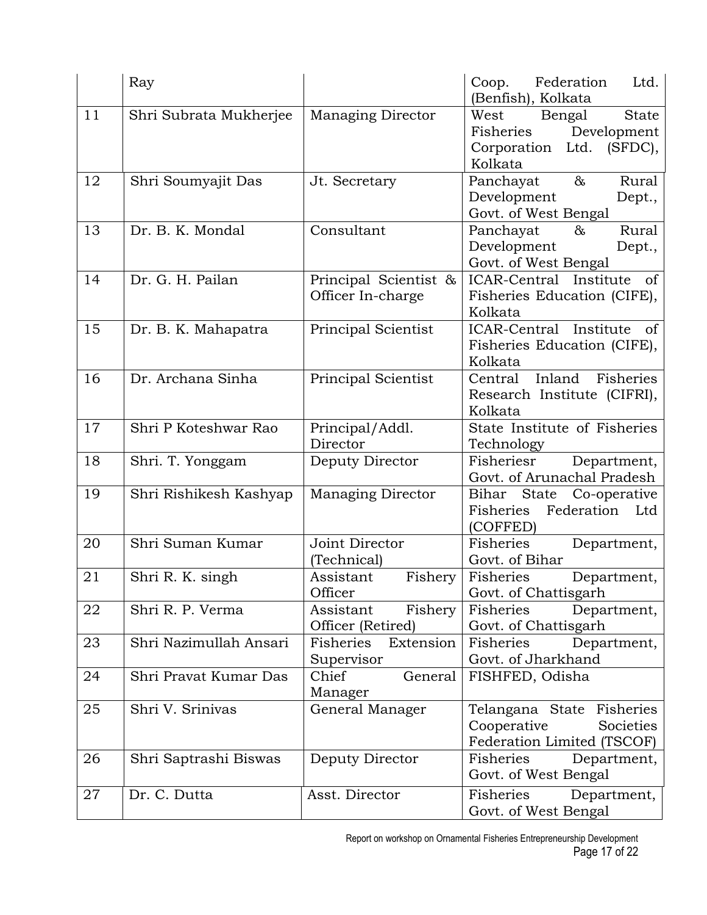|  | Ray |  | Coop. Federation Ltd. (Benfish), Kolkata |
|---|---|---|---|
| 11 | Shri Subrata Mukherjee | Managing Director | West Bengal State Fisheries Development Corporation Ltd. (SFDC), Kolkata |
| 12 | Shri Soumyajit Das | Jt. Secretary | Panchayat & Rural Development Dept., Govt. of West Bengal |
| 13 | Dr. B. K. Mondal | Consultant | Panchayat & Rural Development Dept., Govt. of West Bengal |
| 14 | Dr. G. H. Pailan | Principal Scientist & Officer In-charge | ICAR-Central Institute of Fisheries Education (CIFE), Kolkata |
| 15 | Dr. B. K. Mahapatra | Principal Scientist | ICAR-Central Institute of Fisheries Education (CIFE), Kolkata |
| 16 | Dr. Archana Sinha | Principal Scientist | Central Inland Fisheries Research Institute (CIFRI), Kolkata |
| 17 | Shri P Koteshwar Rao | Principal/Addl. Director | State Institute of Fisheries Technology |
| 18 | Shri. T. Yonggam | Deputy Director | Fisheriesr Department, Govt. of Arunachal Pradesh |
| 19 | Shri Rishikesh Kashyap | Managing Director | Bihar State Co-operative Fisheries Federation Ltd (COFFED) |
| 20 | Shri Suman Kumar | Joint Director (Technical) | Fisheries Department, Govt. of Bihar |
| 21 | Shri R. K. singh | Assistant Fishery Officer | Fisheries Department, Govt. of Chattisgarh |
| 22 | Shri R. P. Verma | Assistant Fishery Officer (Retired) | Fisheries Department, Govt. of Chattisgarh |
| 23 | Shri Nazimullah Ansari | Fisheries Extension Supervisor | Fisheries Department, Govt. of Jharkhand |
| 24 | Shri Pravat Kumar Das | Chief General Manager | FISHFED, Odisha |
| 25 | Shri V. Srinivas | General Manager | Telangana State Fisheries Cooperative Societies Federation Limited (TSCOF) |
| 26 | Shri Saptrashi Biswas | Deputy Director | Fisheries Department, Govt. of West Bengal |
| 27 | Dr. C. Dutta | Asst. Director | Fisheries Department, Govt. of West Bengal |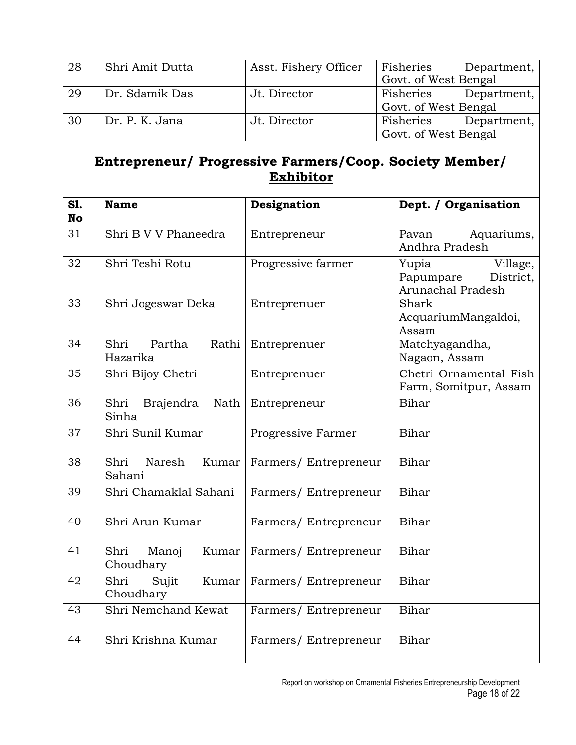| 28 | Shri Amit Dutta | Asst. Fishery Officer | Fisheries Department, Govt. of West Bengal |
|---|---|---|---|
| 29 | Dr. Sdamik Das | Jt. Director | Fisheries Department, Govt. of West Bengal |
| 30 | Dr. P. K. Jana | Jt. Director | Fisheries Department, Govt. of West Bengal |

## Entrepreneur/ Progressive Farmers/Coop. Society Member/ Exhibitor

| Sl. No | Name | Designation | Dept. / Organisation |
|---|---|---|---|
| 31 | Shri B V V Phaneedra | Entrepreneur | Pavan Aquariums, Andhra Pradesh |
| 32 | Shri Teshi Rotu | Progressive farmer | Yupia Village, Papumpare District, Arunachal Pradesh |
| 33 | Shri Jogeswar Deka | Entreprenuer | Shark AcquariumMangaldoi, Assam |
| 34 | Shri Partha Rathi Hazarika | Entreprenuer | Matchyagandha, Nagaon, Assam |
| 35 | Shri Bijoy Chetri | Entreprenuer | Chetri Ornamental Fish Farm, Somitpur, Assam |
| 36 | Shri Brajendra Nath Sinha | Entrepreneur | Bihar |
| 37 | Shri Sunil Kumar | Progressive Farmer | Bihar |
| 38 | Shri Naresh Kumar Sahani | Farmers/ Entrepreneur | Bihar |
| 39 | Shri Chamaklal Sahani | Farmers/ Entrepreneur | Bihar |
| 40 | Shri Arun Kumar | Farmers/ Entrepreneur | Bihar |
| 41 | Shri Manoj Kumar Choudhary | Farmers/ Entrepreneur | Bihar |
| 42 | Shri Sujit Kumar Choudhary | Farmers/ Entrepreneur | Bihar |
| 43 | Shri Nemchand Kewat | Farmers/ Entrepreneur | Bihar |
| 44 | Shri Krishna Kumar | Farmers/ Entrepreneur | Bihar |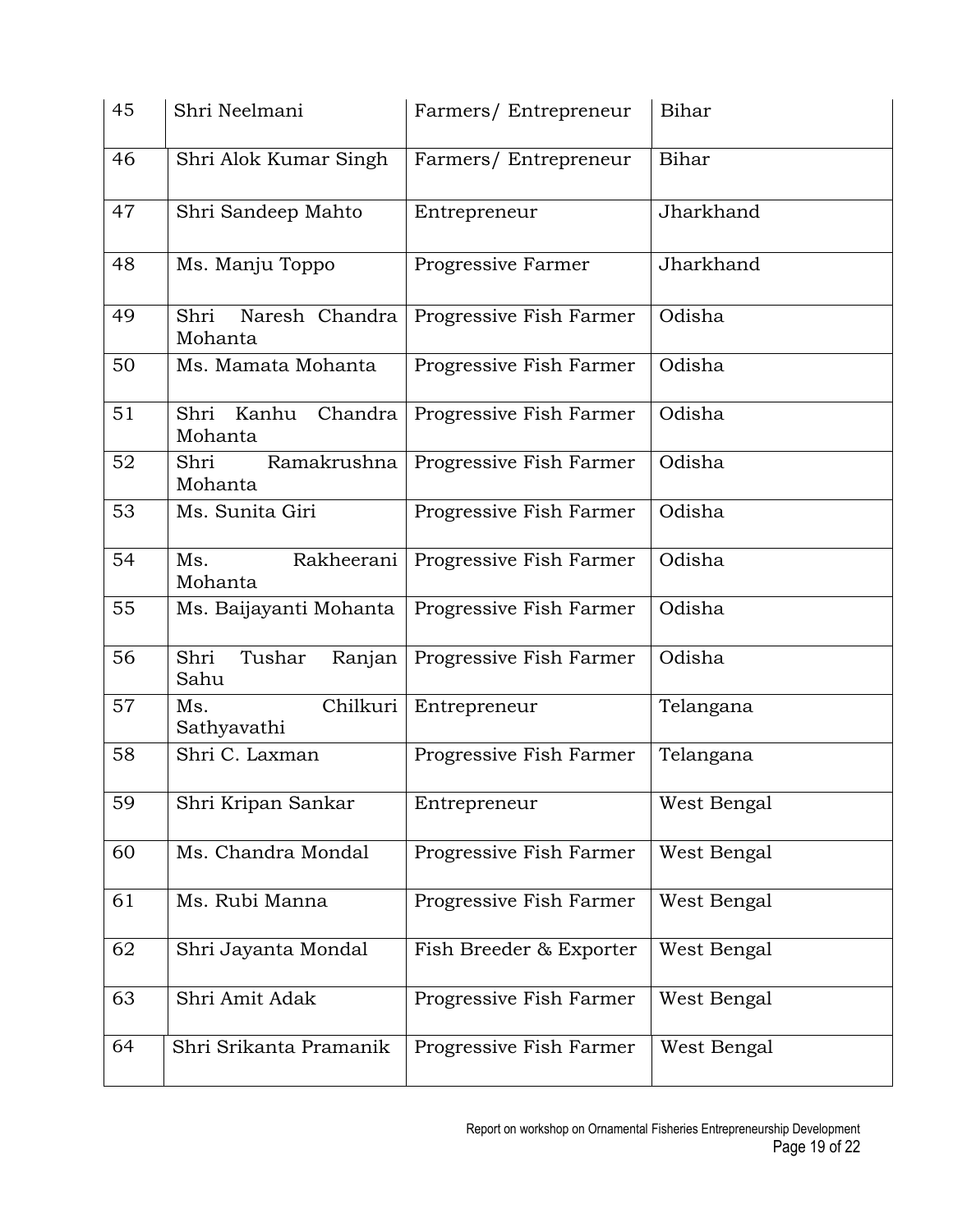| 45 | Shri Neelmani | Farmers/ Entrepreneur | Bihar |
|---|---|---|---|
| 46 | Shri Alok Kumar Singh | Farmers/ Entrepreneur | Bihar |
| 47 | Shri Sandeep Mahto | Entrepreneur | Jharkhand |
| 48 | Ms. Manju Toppo | Progressive Farmer | Jharkhand |
| 49 | Shri Naresh Chandra Mohanta | Progressive Fish Farmer | Odisha |
| 50 | Ms. Mamata Mohanta | Progressive Fish Farmer | Odisha |
| 51 | Shri Kanhu Chandra Mohanta | Progressive Fish Farmer | Odisha |
| 52 | Shri Ramakrushna Mohanta | Progressive Fish Farmer | Odisha |
| 53 | Ms. Sunita Giri | Progressive Fish Farmer | Odisha |
| 54 | Ms. Rakheerani Mohanta | Progressive Fish Farmer | Odisha |
| 55 | Ms. Baijayanti Mohanta | Progressive Fish Farmer | Odisha |
| 56 | Shri Tushar Ranjan Sahu | Progressive Fish Farmer | Odisha |
| 57 | Ms. Chilkuri Sathyavathi | Entrepreneur | Telangana |
| 58 | Shri C. Laxman | Progressive Fish Farmer | Telangana |
| 59 | Shri Kripan Sankar | Entrepreneur | West Bengal |
| 60 | Ms. Chandra Mondal | Progressive Fish Farmer | West Bengal |
| 61 | Ms. Rubi Manna | Progressive Fish Farmer | West Bengal |
| 62 | Shri Jayanta Mondal | Fish Breeder & Exporter | West Bengal |
| 63 | Shri Amit Adak | Progressive Fish Farmer | West Bengal |
| 64 | Shri Srikanta Pramanik | Progressive Fish Farmer | West Bengal |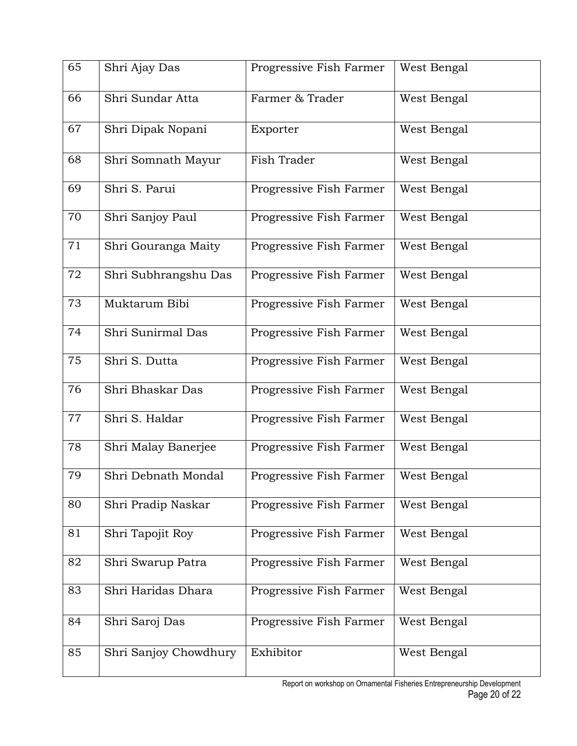| 65 | Shri Ajay Das | Progressive Fish Farmer | West Bengal |
|---|---|---|---|
| 66 | Shri Sundar Atta | Farmer & Trader | West Bengal |
| 67 | Shri Dipak Nopani | Exporter | West Bengal |
| 68 | Shri Somnath Mayur | Fish Trader | West Bengal |
| 69 | Shri S. Parui | Progressive Fish Farmer | West Bengal |
| 70 | Shri Sanjoy Paul | Progressive Fish Farmer | West Bengal |
| 71 | Shri Gouranga Maity | Progressive Fish Farmer | West Bengal |
| 72 | Shri Subhrangshu Das | Progressive Fish Farmer | West Bengal |
| 73 | Muktarum Bibi | Progressive Fish Farmer | West Bengal |
| 74 | Shri Sunirmal Das | Progressive Fish Farmer | West Bengal |
| 75 | Shri S. Dutta | Progressive Fish Farmer | West Bengal |
| 76 | Shri Bhaskar Das | Progressive Fish Farmer | West Bengal |
| 77 | Shri S. Haldar | Progressive Fish Farmer | West Bengal |
| 78 | Shri Malay Banerjee | Progressive Fish Farmer | West Bengal |
| 79 | Shri Debnath Mondal | Progressive Fish Farmer | West Bengal |
| 80 | Shri Pradip Naskar | Progressive Fish Farmer | West Bengal |
| 81 | Shri Tapojit Roy | Progressive Fish Farmer | West Bengal |
| 82 | Shri Swarup Patra | Progressive Fish Farmer | West Bengal |
| 83 | Shri Haridas Dhara | Progressive Fish Farmer | West Bengal |
| 84 | Shri Saroj Das | Progressive Fish Farmer | West Bengal |
| 85 | Shri Sanjoy Chowdhury | Exhibitor | West Bengal |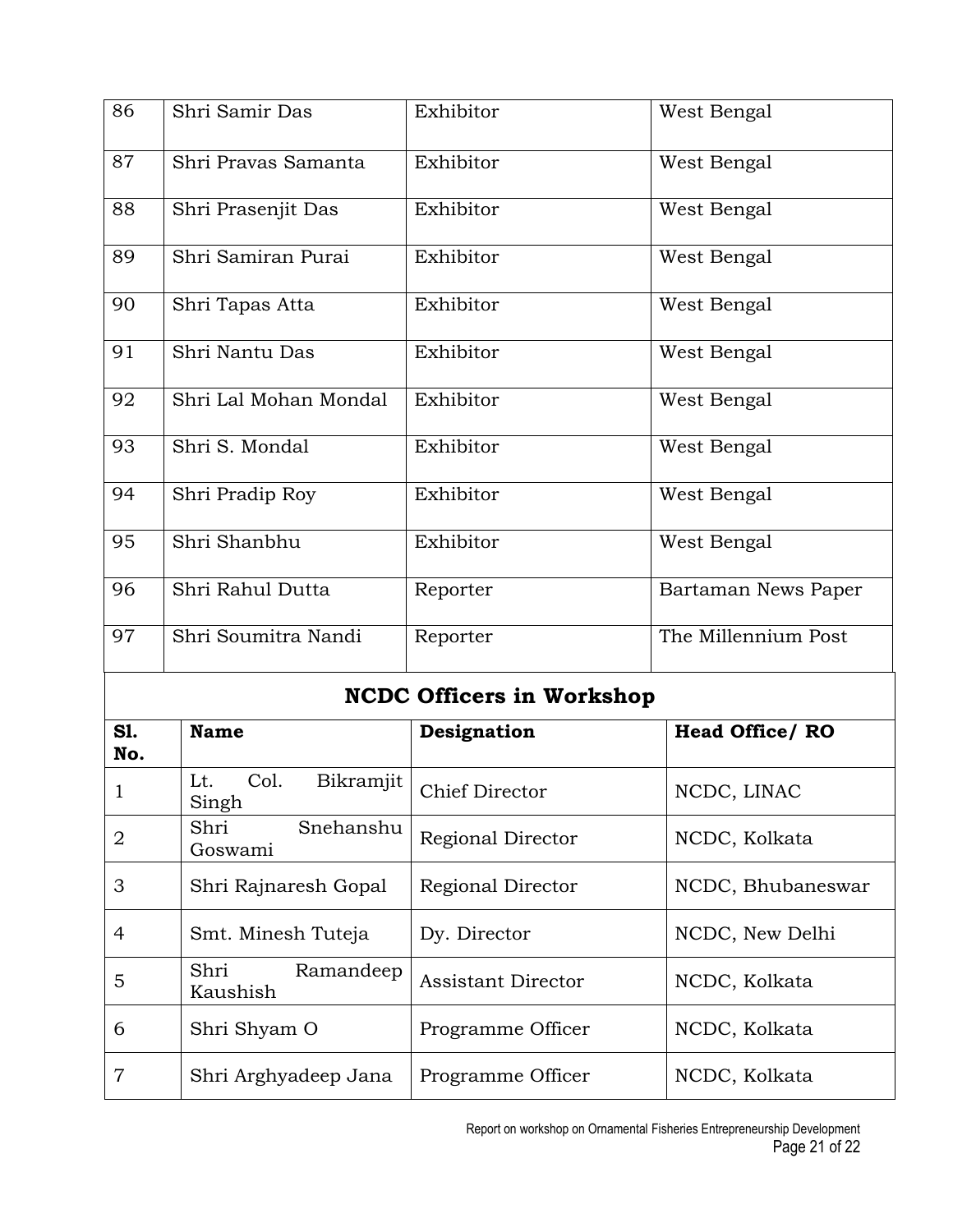| 86 | Shri Samir Das | Exhibitor | West Bengal |
|---|---|---|---|
| 87 | Shri Pravas Samanta | Exhibitor | West Bengal |
| 88 | Shri Prasenjit Das | Exhibitor | West Bengal |
| 89 | Shri Samiran Purai | Exhibitor | West Bengal |
| 90 | Shri Tapas Atta | Exhibitor | West Bengal |
| 91 | Shri Nantu Das | Exhibitor | West Bengal |
| 92 | Shri Lal Mohan Mondal | Exhibitor | West Bengal |
| 93 | Shri S. Mondal | Exhibitor | West Bengal |
| 94 | Shri Pradip Roy | Exhibitor | West Bengal |
| 95 | Shri Shanbhu | Exhibitor | West Bengal |
| 96 | Shri Rahul Dutta | Reporter | Bartaman News Paper |
| 97 | Shri Soumitra Nandi | Reporter | The Millennium Post |

## NCDC Officers in Workshop

| Sl. No. | Name | Designation | Head Office/ RO |
|---|---|---|---|
| 1 | Lt. Col. Bikramjit Singh | Chief Director | NCDC, LINAC |
| 2 | Shri Snehanshu Goswami | Regional Director | NCDC, Kolkata |
| 3 | Shri Rajnaresh Gopal | Regional Director | NCDC, Bhubaneswar |
| 4 | Smt. Minesh Tuteja | Dy. Director | NCDC, New Delhi |
| 5 | Shri Ramandeep Kaushish | Assistant Director | NCDC, Kolkata |
| 6 | Shri Shyam O | Programme Officer | NCDC, Kolkata |
| 7 | Shri Arghyadeep Jana | Programme Officer | NCDC, Kolkata |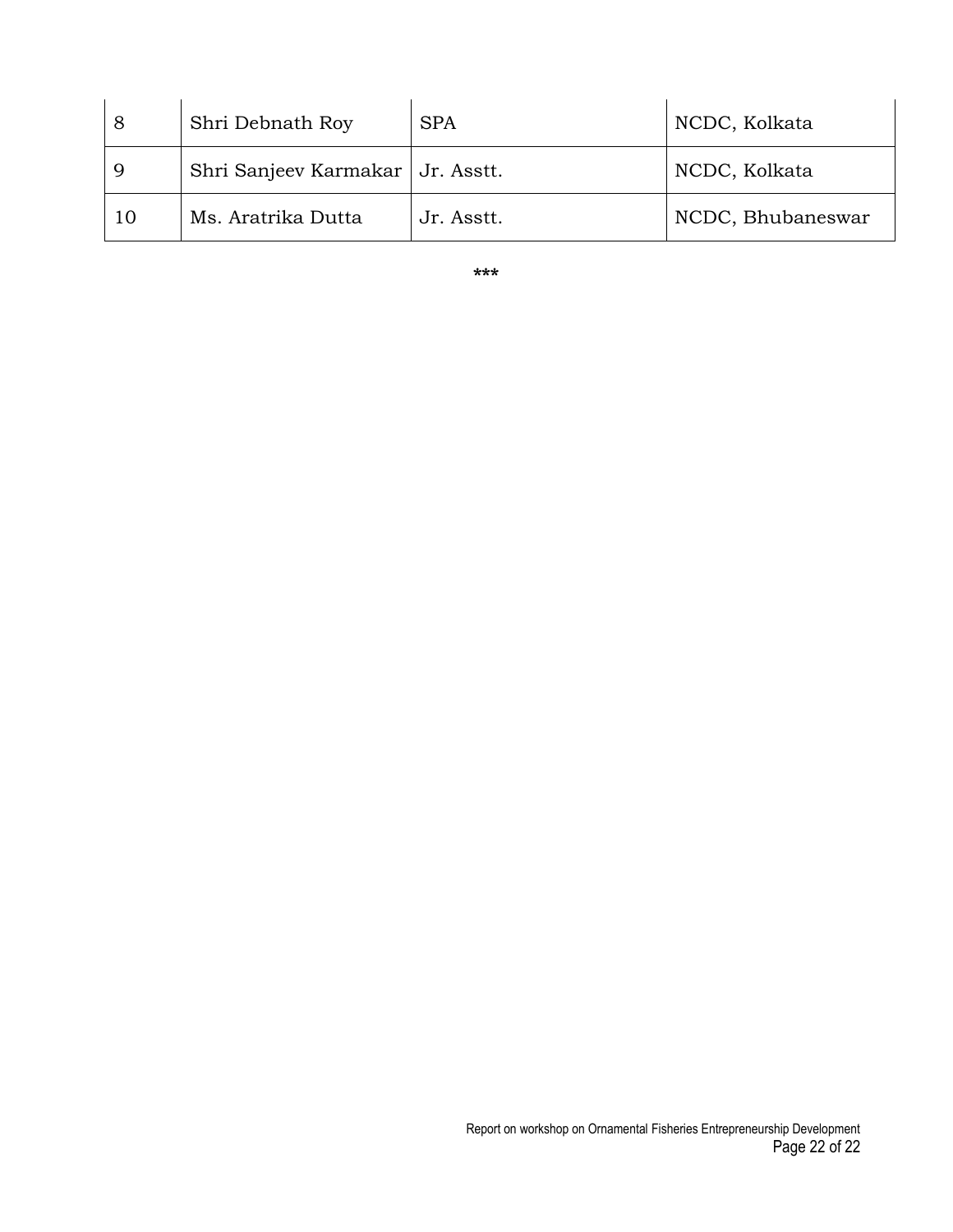| | | | |
|---|---|---|---|
| 8 | Shri Debnath Roy | SPA | NCDC, Kolkata |
| 9 | Shri Sanjeev Karmakar | Jr. Asstt. | NCDC, Kolkata |
| 10 | Ms. Aratrika Dutta | Jr. Asstt. | NCDC, Bhubaneswar |

***